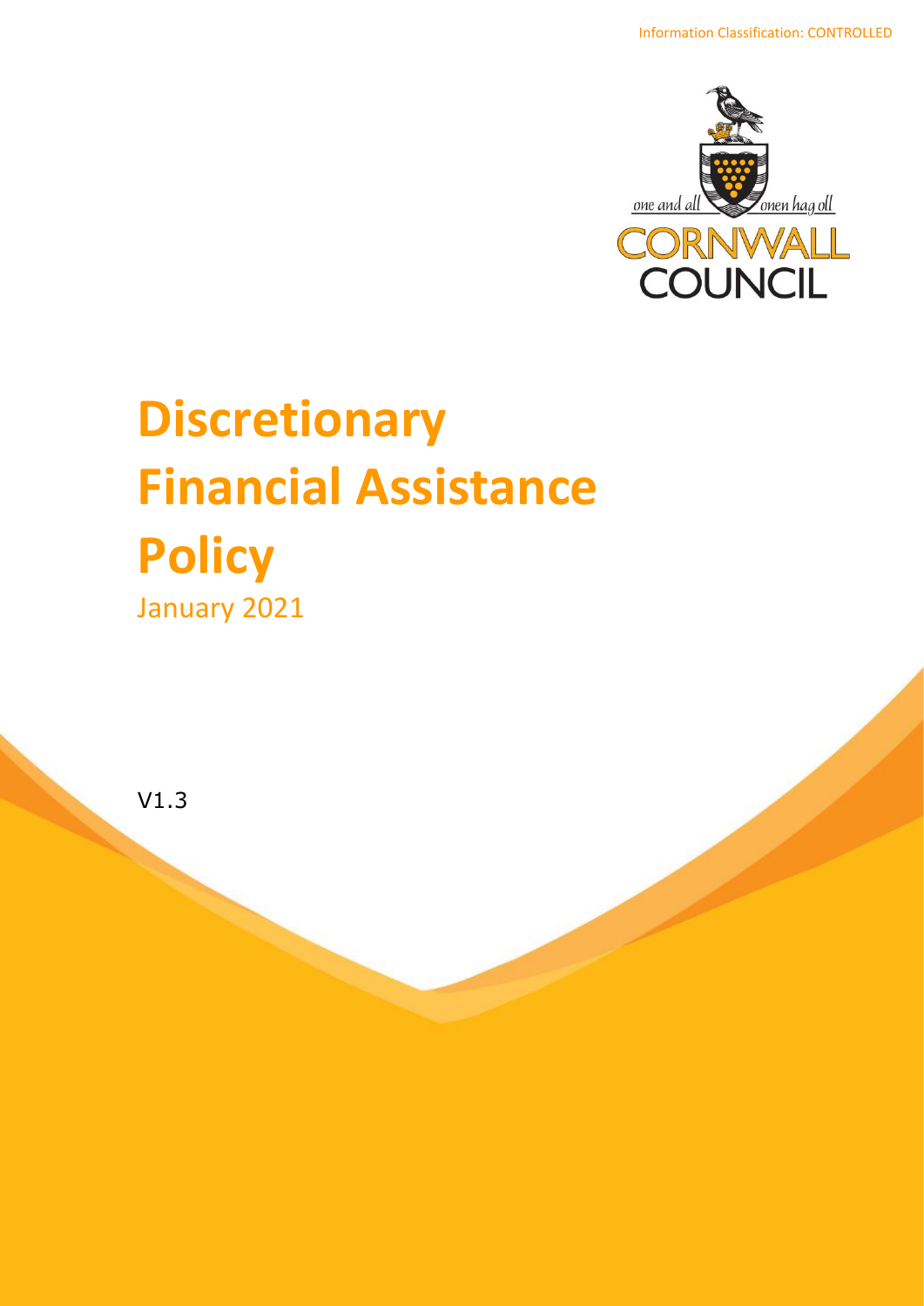Information Classification: CONTROLLED

one and all — onen hag oll

CORNWALL COUNCIL

# Discretionary Financial Assistance Policy

January 2021

V1.3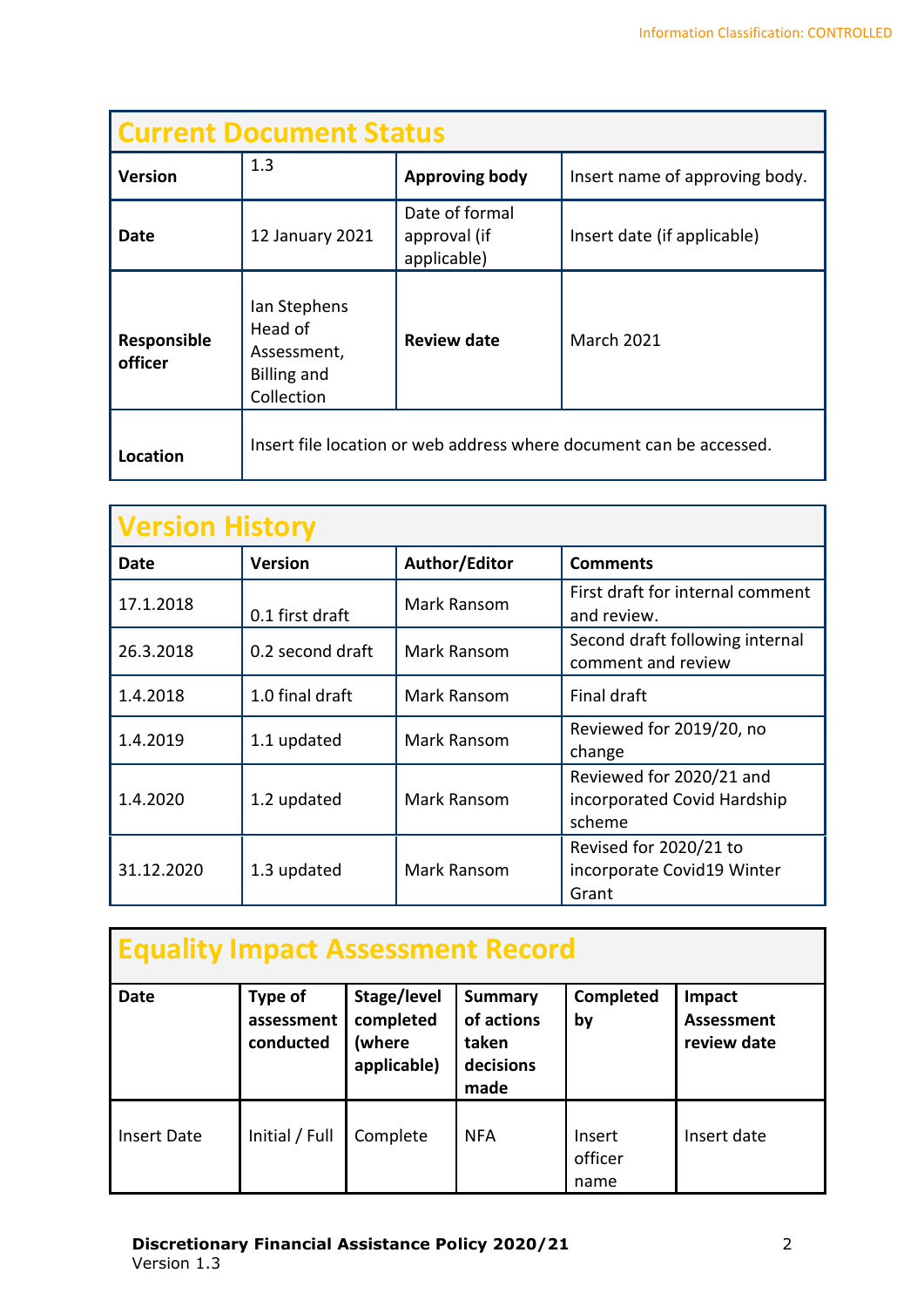## Current Document Status

| Version | 1.3 | Approving body | Insert name of approving body. |
|---|---|---|---|
| Date | 12 January 2021 | Date of formal approval (if applicable) | Insert date (if applicable) |
| Responsible officer | Ian Stephens Head of Assessment, Billing and Collection | Review date | March 2021 |
| Location | Insert file location or web address where document can be accessed. | | |

## Version History

| Date | Version | Author/Editor | Comments |
|---|---|---|---|
| 17.1.2018 | 0.1 first draft | Mark Ransom | First draft for internal comment and review. |
| 26.3.2018 | 0.2 second draft | Mark Ransom | Second draft following internal comment and review |
| 1.4.2018 | 1.0 final draft | Mark Ransom | Final draft |
| 1.4.2019 | 1.1 updated | Mark Ransom | Reviewed for 2019/20, no change |
| 1.4.2020 | 1.2 updated | Mark Ransom | Reviewed for 2020/21 and incorporated Covid Hardship scheme |
| 31.12.2020 | 1.3 updated | Mark Ransom | Revised for 2020/21 to incorporate Covid19 Winter Grant |

## Equality Impact Assessment Record

| Date | Type of assessment conducted | Stage/level completed (where applicable) | Summary of actions taken decisions made | Completed by | Impact Assessment review date |
|---|---|---|---|---|---|
| Insert Date | Initial / Full | Complete | NFA | Insert officer name | Insert date |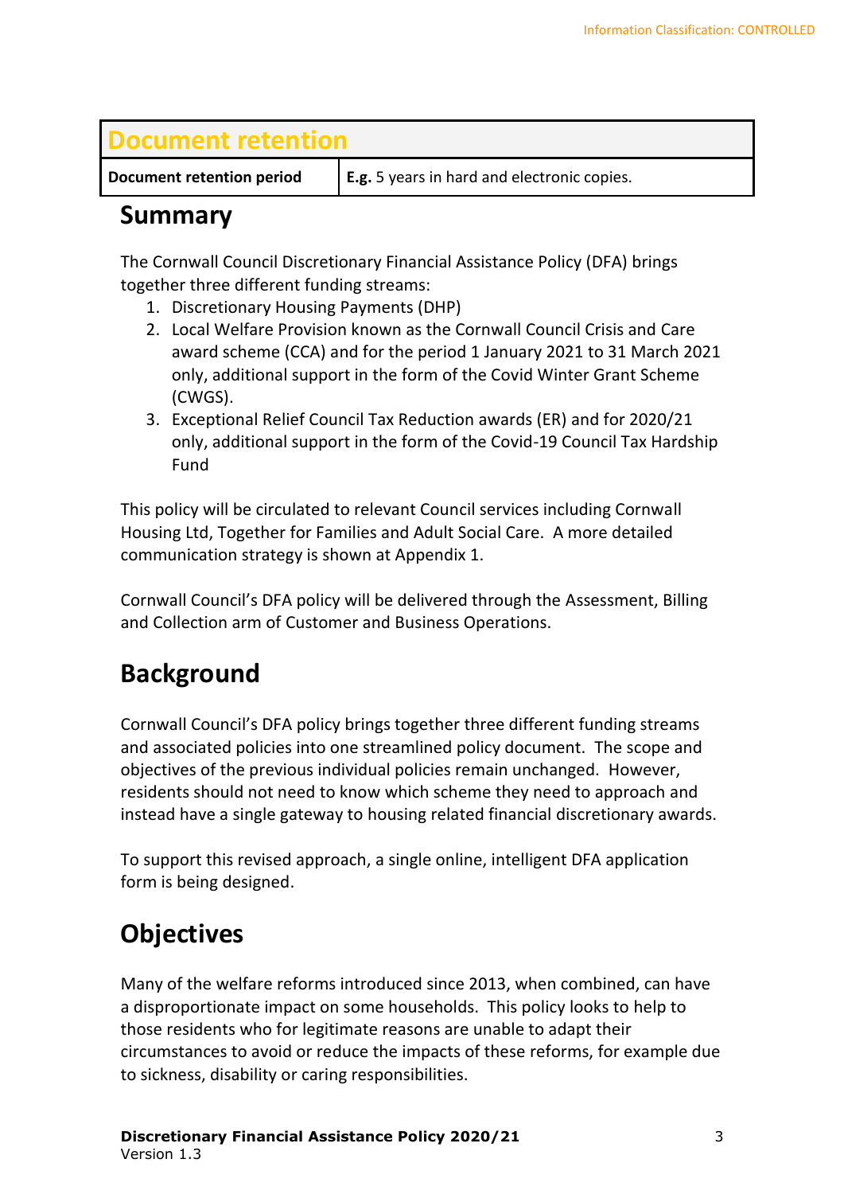| Document retention | |
|---|---|
| **Document retention period** | **E.g.** 5 years in hard and electronic copies. |

## Summary

The Cornwall Council Discretionary Financial Assistance Policy (DFA) brings together three different funding streams:

1. Discretionary Housing Payments (DHP)
2. Local Welfare Provision known as the Cornwall Council Crisis and Care award scheme (CCA) and for the period 1 January 2021 to 31 March 2021 only, additional support in the form of the Covid Winter Grant Scheme (CWGS).
3. Exceptional Relief Council Tax Reduction awards (ER) and for 2020/21 only, additional support in the form of the Covid-19 Council Tax Hardship Fund

This policy will be circulated to relevant Council services including Cornwall Housing Ltd, Together for Families and Adult Social Care. A more detailed communication strategy is shown at Appendix 1.

Cornwall Council's DFA policy will be delivered through the Assessment, Billing and Collection arm of Customer and Business Operations.

## Background

Cornwall Council's DFA policy brings together three different funding streams and associated policies into one streamlined policy document. The scope and objectives of the previous individual policies remain unchanged. However, residents should not need to know which scheme they need to approach and instead have a single gateway to housing related financial discretionary awards.

To support this revised approach, a single online, intelligent DFA application form is being designed.

## Objectives

Many of the welfare reforms introduced since 2013, when combined, can have a disproportionate impact on some households. This policy looks to help to those residents who for legitimate reasons are unable to adapt their circumstances to avoid or reduce the impacts of these reforms, for example due to sickness, disability or caring responsibilities.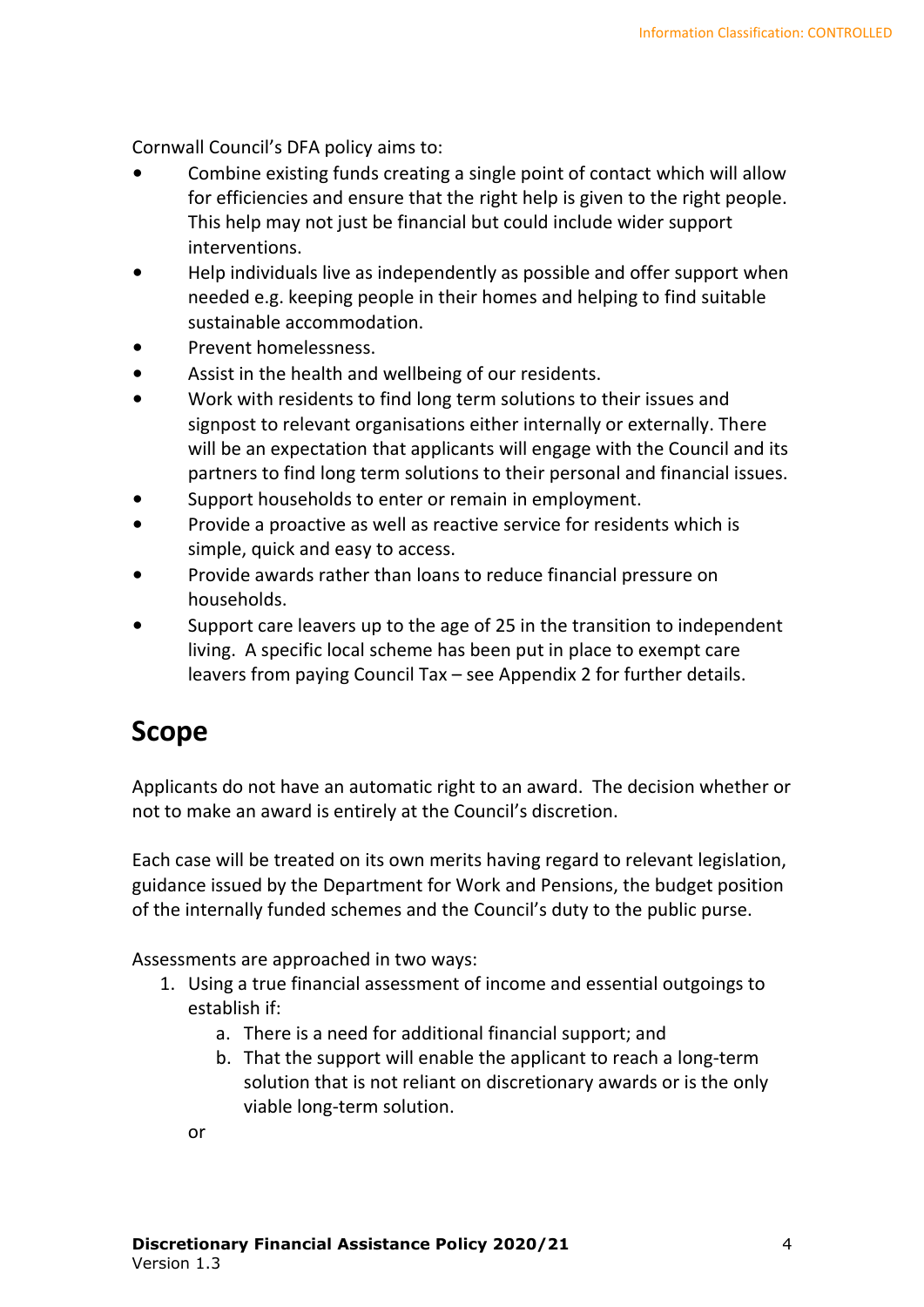Cornwall Council's DFA policy aims to:

- Combine existing funds creating a single point of contact which will allow for efficiencies and ensure that the right help is given to the right people. This help may not just be financial but could include wider support interventions.
- Help individuals live as independently as possible and offer support when needed e.g. keeping people in their homes and helping to find suitable sustainable accommodation.
- Prevent homelessness.
- Assist in the health and wellbeing of our residents.
- Work with residents to find long term solutions to their issues and signpost to relevant organisations either internally or externally. There will be an expectation that applicants will engage with the Council and its partners to find long term solutions to their personal and financial issues.
- Support households to enter or remain in employment.
- Provide a proactive as well as reactive service for residents which is simple, quick and easy to access.
- Provide awards rather than loans to reduce financial pressure on households.
- Support care leavers up to the age of 25 in the transition to independent living. A specific local scheme has been put in place to exempt care leavers from paying Council Tax – see Appendix 2 for further details.

## Scope

Applicants do not have an automatic right to an award. The decision whether or not to make an award is entirely at the Council's discretion.

Each case will be treated on its own merits having regard to relevant legislation, guidance issued by the Department for Work and Pensions, the budget position of the internally funded schemes and the Council's duty to the public purse.

Assessments are approached in two ways:

1. Using a true financial assessment of income and essential outgoings to establish if:
    a. There is a need for additional financial support; and
    b. That the support will enable the applicant to reach a long-term solution that is not reliant on discretionary awards or is the only viable long-term solution.

   or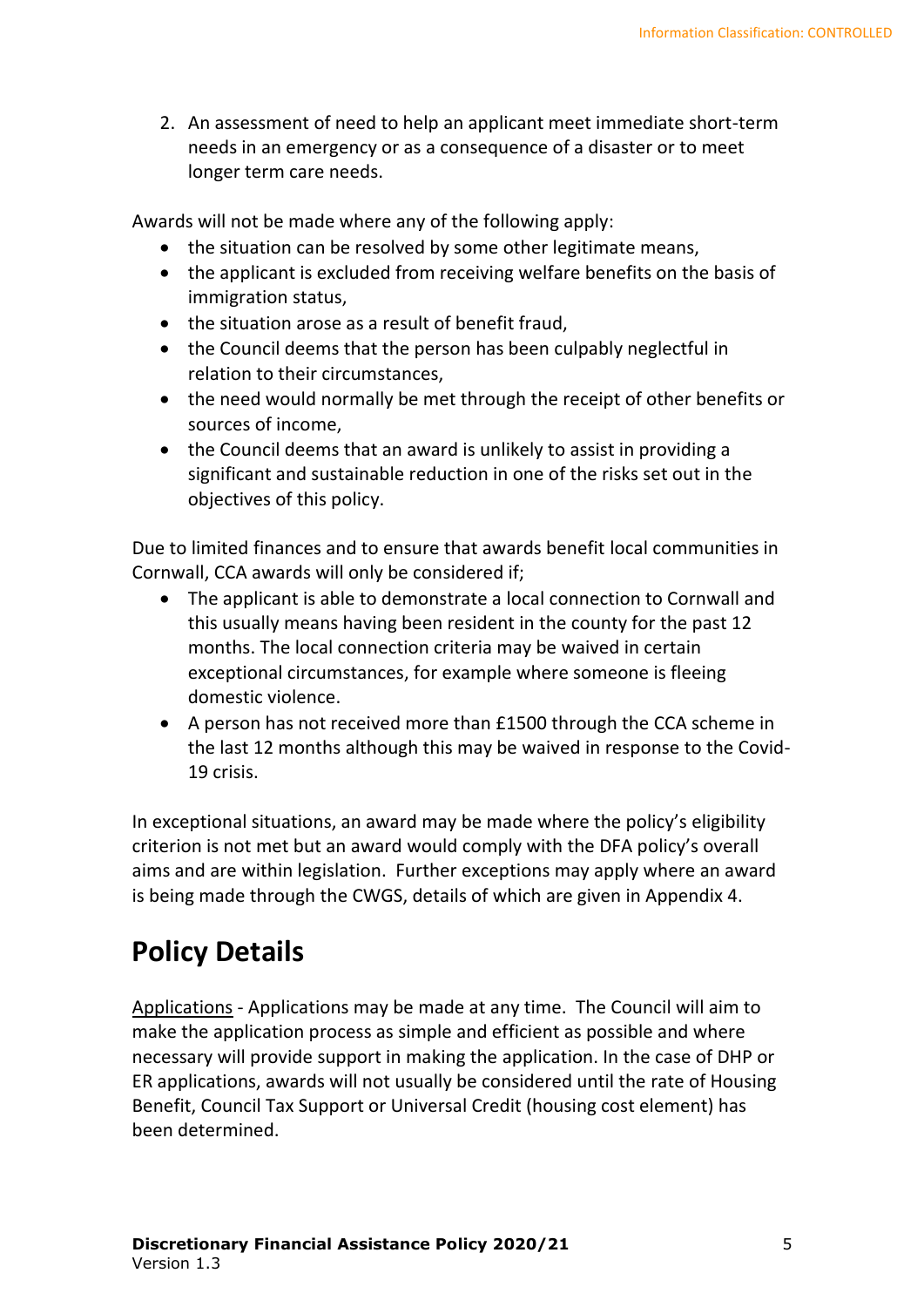2. An assessment of need to help an applicant meet immediate short-term needs in an emergency or as a consequence of a disaster or to meet longer term care needs.

Awards will not be made where any of the following apply:

- the situation can be resolved by some other legitimate means,
- the applicant is excluded from receiving welfare benefits on the basis of immigration status,
- the situation arose as a result of benefit fraud,
- the Council deems that the person has been culpably neglectful in relation to their circumstances,
- the need would normally be met through the receipt of other benefits or sources of income,
- the Council deems that an award is unlikely to assist in providing a significant and sustainable reduction in one of the risks set out in the objectives of this policy.

Due to limited finances and to ensure that awards benefit local communities in Cornwall, CCA awards will only be considered if;

- The applicant is able to demonstrate a local connection to Cornwall and this usually means having been resident in the county for the past 12 months. The local connection criteria may be waived in certain exceptional circumstances, for example where someone is fleeing domestic violence.
- A person has not received more than £1500 through the CCA scheme in the last 12 months although this may be waived in response to the Covid-19 crisis.

In exceptional situations, an award may be made where the policy's eligibility criterion is not met but an award would comply with the DFA policy's overall aims and are within legislation. Further exceptions may apply where an award is being made through the CWGS, details of which are given in Appendix 4.

# Policy Details

Applications - Applications may be made at any time. The Council will aim to make the application process as simple and efficient as possible and where necessary will provide support in making the application. In the case of DHP or ER applications, awards will not usually be considered until the rate of Housing Benefit, Council Tax Support or Universal Credit (housing cost element) has been determined.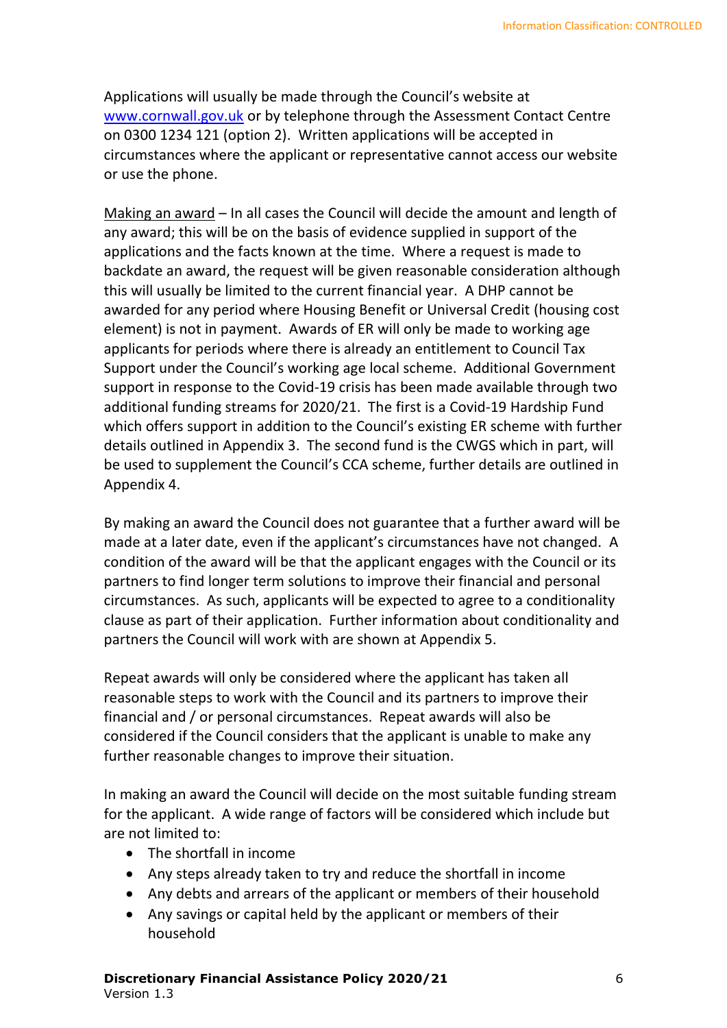Applications will usually be made through the Council's website at [www.cornwall.gov.uk](http://www.cornwall.gov.uk) or by telephone through the Assessment Contact Centre on 0300 1234 121 (option 2). Written applications will be accepted in circumstances where the applicant or representative cannot access our website or use the phone.

Making an award – In all cases the Council will decide the amount and length of any award; this will be on the basis of evidence supplied in support of the applications and the facts known at the time. Where a request is made to backdate an award, the request will be given reasonable consideration although this will usually be limited to the current financial year. A DHP cannot be awarded for any period where Housing Benefit or Universal Credit (housing cost element) is not in payment. Awards of ER will only be made to working age applicants for periods where there is already an entitlement to Council Tax Support under the Council's working age local scheme. Additional Government support in response to the Covid-19 crisis has been made available through two additional funding streams for 2020/21. The first is a Covid-19 Hardship Fund which offers support in addition to the Council's existing ER scheme with further details outlined in Appendix 3. The second fund is the CWGS which in part, will be used to supplement the Council's CCA scheme, further details are outlined in Appendix 4.

By making an award the Council does not guarantee that a further award will be made at a later date, even if the applicant's circumstances have not changed. A condition of the award will be that the applicant engages with the Council or its partners to find longer term solutions to improve their financial and personal circumstances. As such, applicants will be expected to agree to a conditionality clause as part of their application. Further information about conditionality and partners the Council will work with are shown at Appendix 5.

Repeat awards will only be considered where the applicant has taken all reasonable steps to work with the Council and its partners to improve their financial and / or personal circumstances. Repeat awards will also be considered if the Council considers that the applicant is unable to make any further reasonable changes to improve their situation.

In making an award the Council will decide on the most suitable funding stream for the applicant. A wide range of factors will be considered which include but are not limited to:

- The shortfall in income
- Any steps already taken to try and reduce the shortfall in income
- Any debts and arrears of the applicant or members of their household
- Any savings or capital held by the applicant or members of their household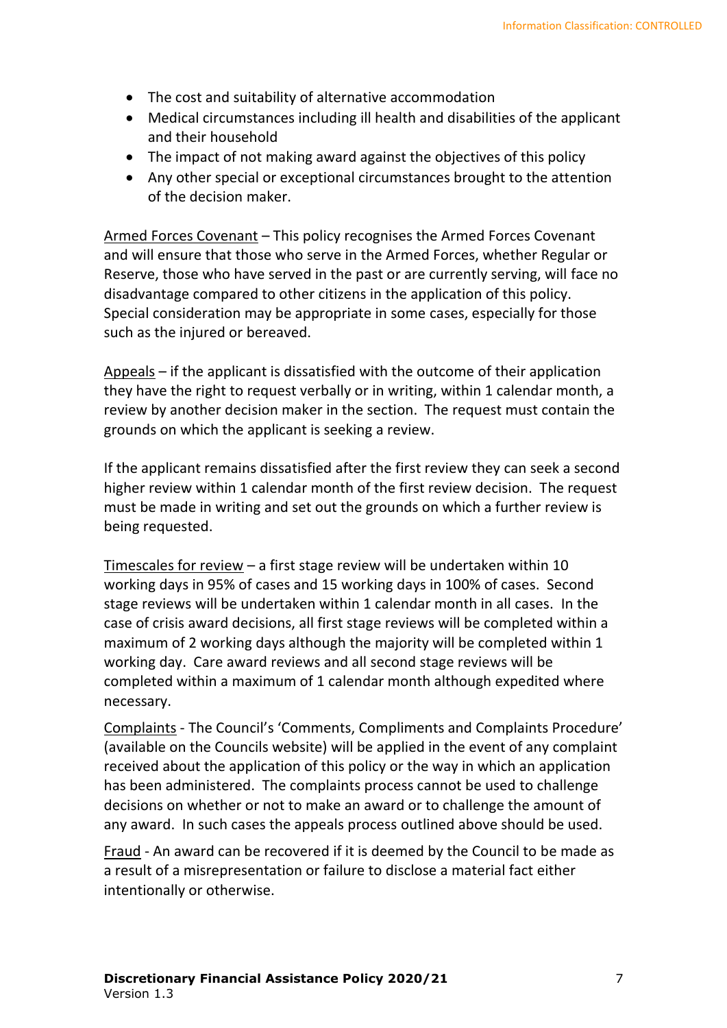- The cost and suitability of alternative accommodation
- Medical circumstances including ill health and disabilities of the applicant and their household
- The impact of not making award against the objectives of this policy
- Any other special or exceptional circumstances brought to the attention of the decision maker.

Armed Forces Covenant – This policy recognises the Armed Forces Covenant and will ensure that those who serve in the Armed Forces, whether Regular or Reserve, those who have served in the past or are currently serving, will face no disadvantage compared to other citizens in the application of this policy. Special consideration may be appropriate in some cases, especially for those such as the injured or bereaved.

Appeals – if the applicant is dissatisfied with the outcome of their application they have the right to request verbally or in writing, within 1 calendar month, a review by another decision maker in the section. The request must contain the grounds on which the applicant is seeking a review.

If the applicant remains dissatisfied after the first review they can seek a second higher review within 1 calendar month of the first review decision. The request must be made in writing and set out the grounds on which a further review is being requested.

Timescales for review – a first stage review will be undertaken within 10 working days in 95% of cases and 15 working days in 100% of cases. Second stage reviews will be undertaken within 1 calendar month in all cases. In the case of crisis award decisions, all first stage reviews will be completed within a maximum of 2 working days although the majority will be completed within 1 working day. Care award reviews and all second stage reviews will be completed within a maximum of 1 calendar month although expedited where necessary.

Complaints - The Council's 'Comments, Compliments and Complaints Procedure' (available on the Councils website) will be applied in the event of any complaint received about the application of this policy or the way in which an application has been administered. The complaints process cannot be used to challenge decisions on whether or not to make an award or to challenge the amount of any award. In such cases the appeals process outlined above should be used.

Fraud - An award can be recovered if it is deemed by the Council to be made as a result of a misrepresentation or failure to disclose a material fact either intentionally or otherwise.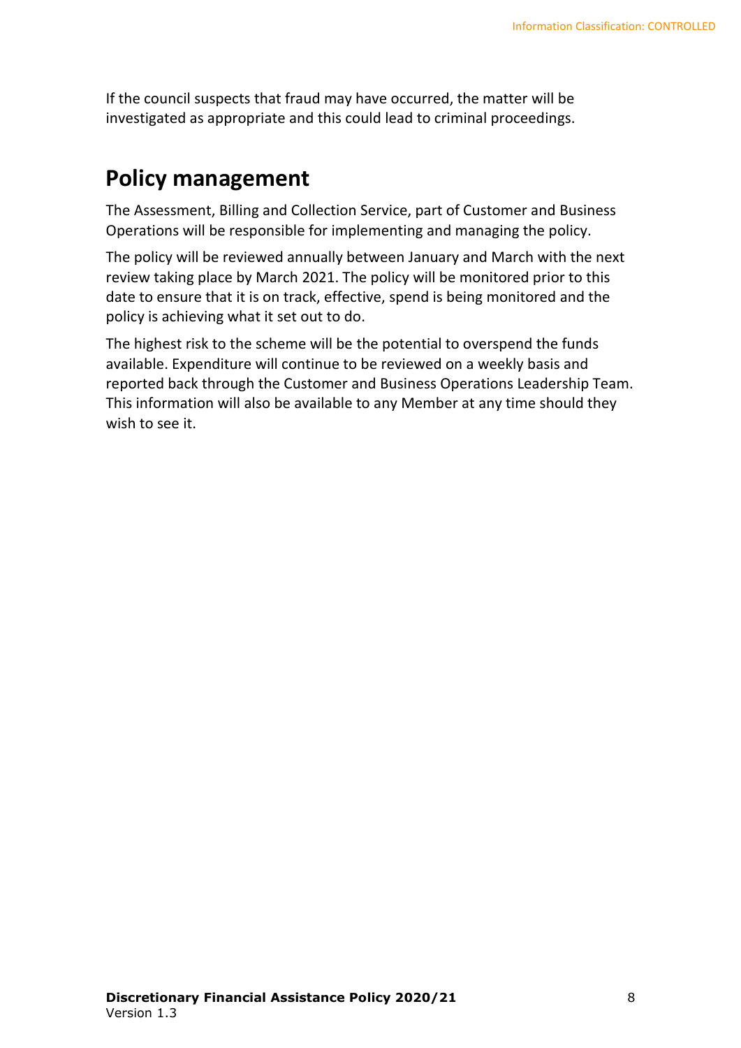If the council suspects that fraud may have occurred, the matter will be investigated as appropriate and this could lead to criminal proceedings.

## Policy management

The Assessment, Billing and Collection Service, part of Customer and Business Operations will be responsible for implementing and managing the policy.

The policy will be reviewed annually between January and March with the next review taking place by March 2021. The policy will be monitored prior to this date to ensure that it is on track, effective, spend is being monitored and the policy is achieving what it set out to do.

The highest risk to the scheme will be the potential to overspend the funds available. Expenditure will continue to be reviewed on a weekly basis and reported back through the Customer and Business Operations Leadership Team. This information will also be available to any Member at any time should they wish to see it.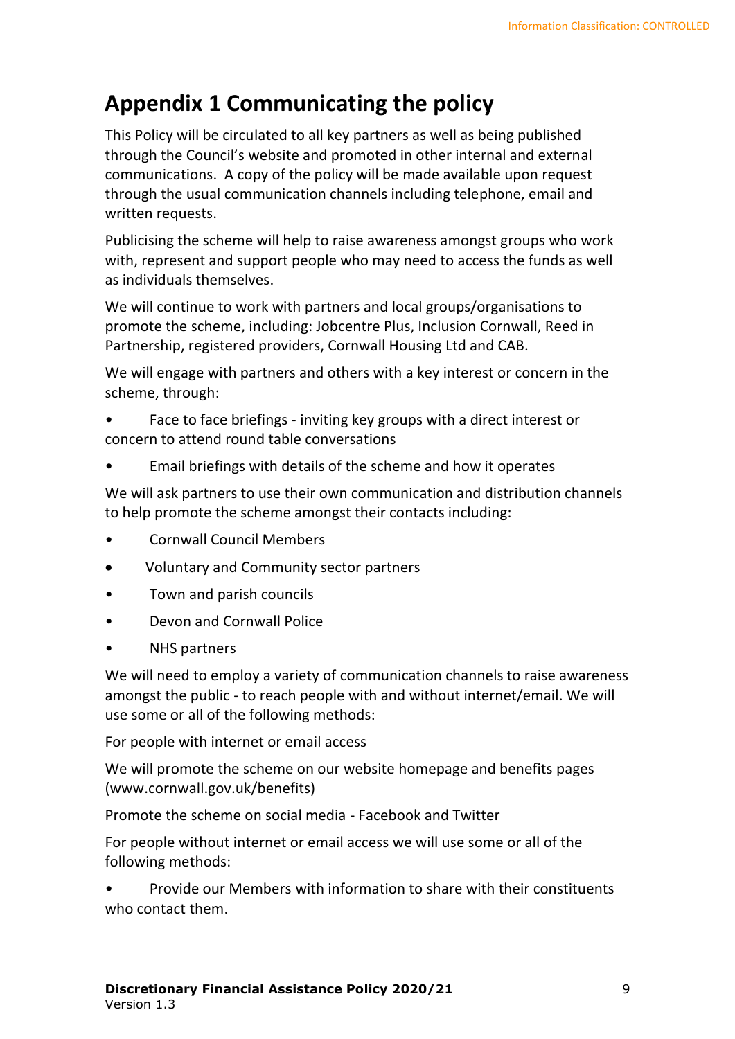# Appendix 1 Communicating the policy

This Policy will be circulated to all key partners as well as being published through the Council's website and promoted in other internal and external communications. A copy of the policy will be made available upon request through the usual communication channels including telephone, email and written requests.

Publicising the scheme will help to raise awareness amongst groups who work with, represent and support people who may need to access the funds as well as individuals themselves.

We will continue to work with partners and local groups/organisations to promote the scheme, including: Jobcentre Plus, Inclusion Cornwall, Reed in Partnership, registered providers, Cornwall Housing Ltd and CAB.

We will engage with partners and others with a key interest or concern in the scheme, through:

- Face to face briefings - inviting key groups with a direct interest or concern to attend round table conversations
- Email briefings with details of the scheme and how it operates

We will ask partners to use their own communication and distribution channels to help promote the scheme amongst their contacts including:

- Cornwall Council Members
- Voluntary and Community sector partners
- Town and parish councils
- Devon and Cornwall Police
- NHS partners

We will need to employ a variety of communication channels to raise awareness amongst the public - to reach people with and without internet/email. We will use some or all of the following methods:

For people with internet or email access

We will promote the scheme on our website homepage and benefits pages (www.cornwall.gov.uk/benefits)

Promote the scheme on social media - Facebook and Twitter

For people without internet or email access we will use some or all of the following methods:

- Provide our Members with information to share with their constituents who contact them.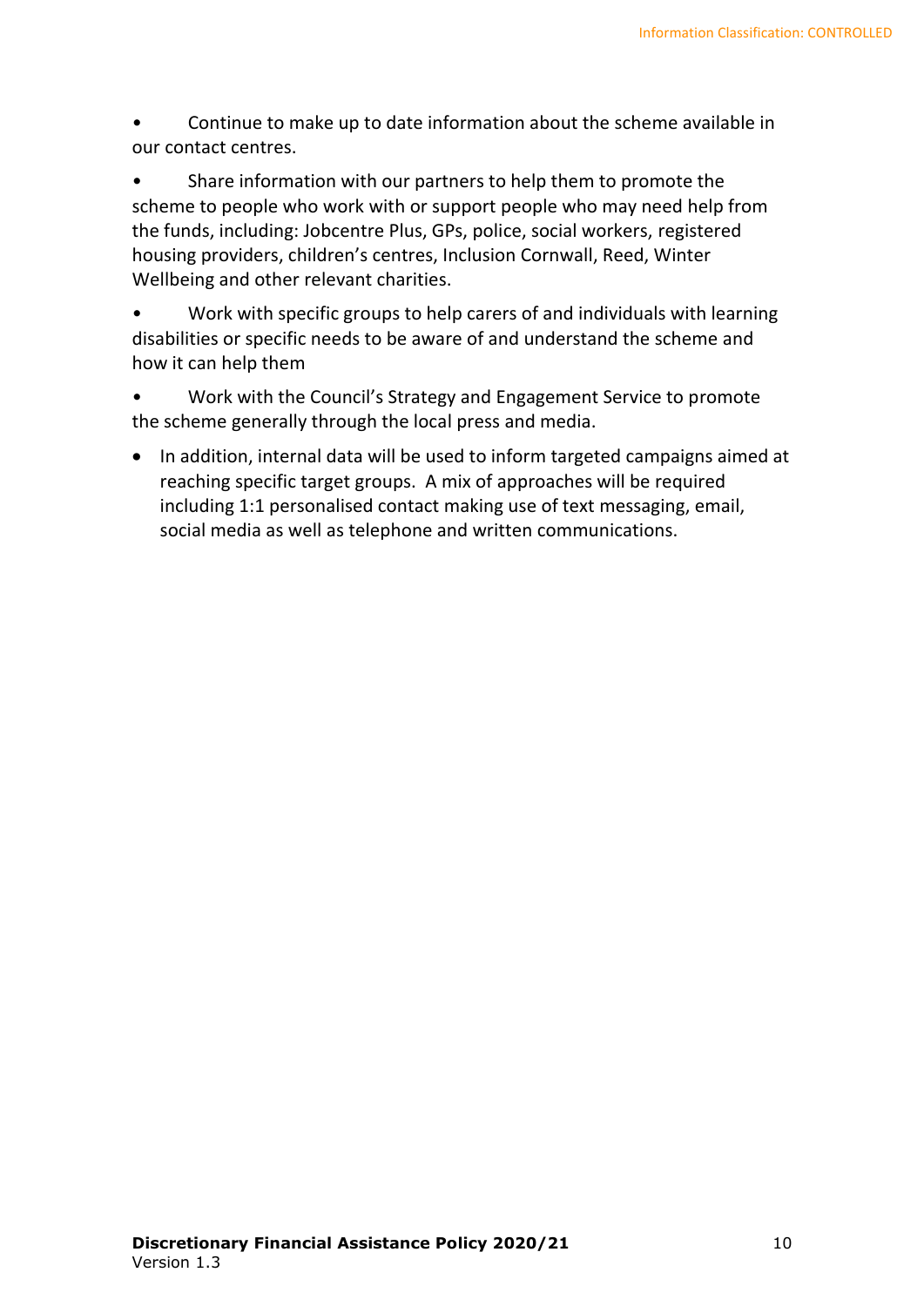- Continue to make up to date information about the scheme available in our contact centres.
- Share information with our partners to help them to promote the scheme to people who work with or support people who may need help from the funds, including: Jobcentre Plus, GPs, police, social workers, registered housing providers, children's centres, Inclusion Cornwall, Reed, Winter Wellbeing and other relevant charities.
- Work with specific groups to help carers of and individuals with learning disabilities or specific needs to be aware of and understand the scheme and how it can help them
- Work with the Council's Strategy and Engagement Service to promote the scheme generally through the local press and media.
- In addition, internal data will be used to inform targeted campaigns aimed at reaching specific target groups. A mix of approaches will be required including 1:1 personalised contact making use of text messaging, email, social media as well as telephone and written communications.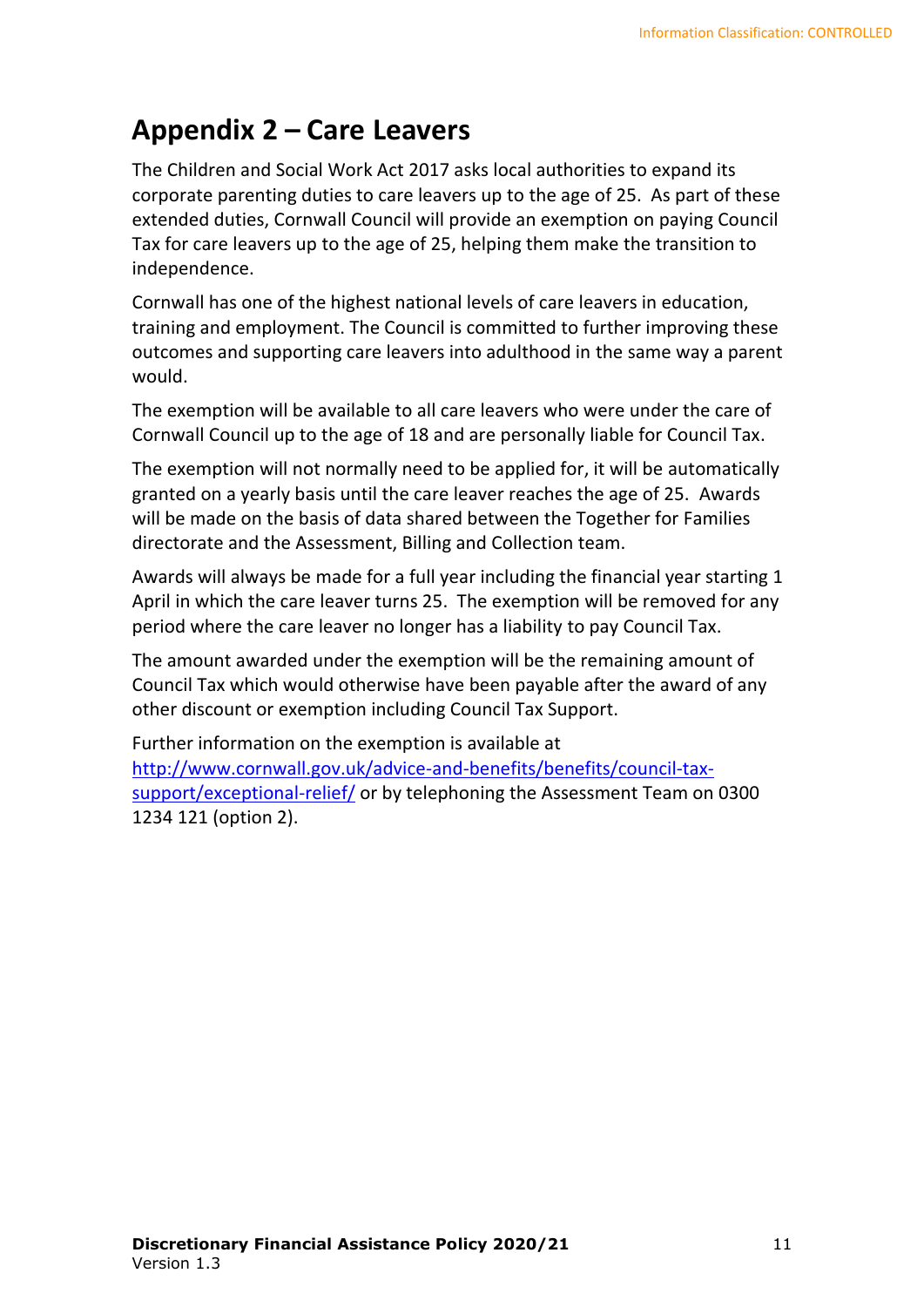## Appendix 2 – Care Leavers

The Children and Social Work Act 2017 asks local authorities to expand its corporate parenting duties to care leavers up to the age of 25. As part of these extended duties, Cornwall Council will provide an exemption on paying Council Tax for care leavers up to the age of 25, helping them make the transition to independence.

Cornwall has one of the highest national levels of care leavers in education, training and employment. The Council is committed to further improving these outcomes and supporting care leavers into adulthood in the same way a parent would.

The exemption will be available to all care leavers who were under the care of Cornwall Council up to the age of 18 and are personally liable for Council Tax.

The exemption will not normally need to be applied for, it will be automatically granted on a yearly basis until the care leaver reaches the age of 25. Awards will be made on the basis of data shared between the Together for Families directorate and the Assessment, Billing and Collection team.

Awards will always be made for a full year including the financial year starting 1 April in which the care leaver turns 25. The exemption will be removed for any period where the care leaver no longer has a liability to pay Council Tax.

The amount awarded under the exemption will be the remaining amount of Council Tax which would otherwise have been payable after the award of any other discount or exemption including Council Tax Support.

Further information on the exemption is available at [http://www.cornwall.gov.uk/advice-and-benefits/benefits/council-tax-support/exceptional-relief/](http://www.cornwall.gov.uk/advice-and-benefits/benefits/council-tax-support/exceptional-relief/) or by telephoning the Assessment Team on 0300 1234 121 (option 2).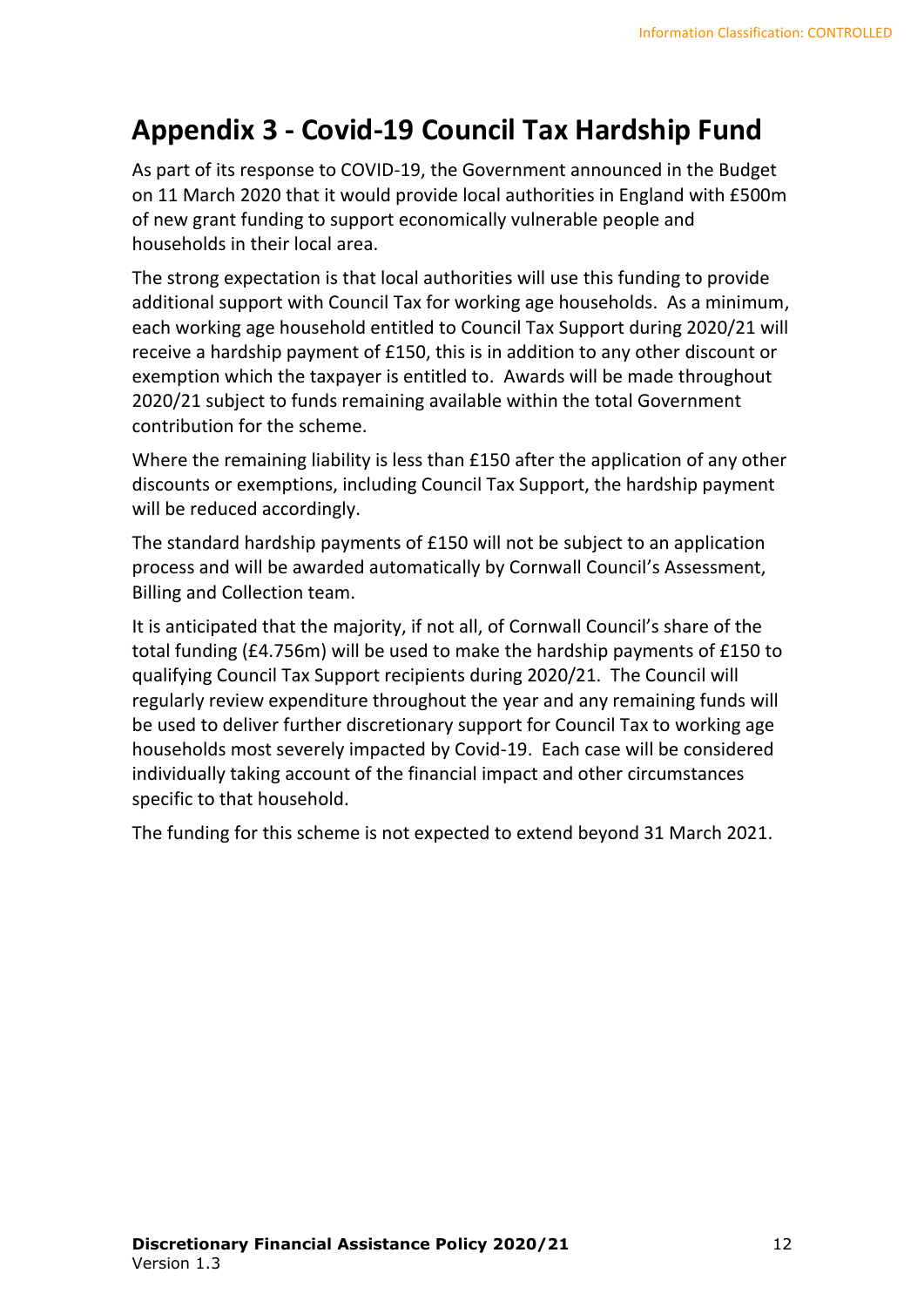# Appendix 3 - Covid-19 Council Tax Hardship Fund

As part of its response to COVID-19, the Government announced in the Budget on 11 March 2020 that it would provide local authorities in England with £500m of new grant funding to support economically vulnerable people and households in their local area.

The strong expectation is that local authorities will use this funding to provide additional support with Council Tax for working age households. As a minimum, each working age household entitled to Council Tax Support during 2020/21 will receive a hardship payment of £150, this is in addition to any other discount or exemption which the taxpayer is entitled to. Awards will be made throughout 2020/21 subject to funds remaining available within the total Government contribution for the scheme.

Where the remaining liability is less than £150 after the application of any other discounts or exemptions, including Council Tax Support, the hardship payment will be reduced accordingly.

The standard hardship payments of £150 will not be subject to an application process and will be awarded automatically by Cornwall Council's Assessment, Billing and Collection team.

It is anticipated that the majority, if not all, of Cornwall Council's share of the total funding (£4.756m) will be used to make the hardship payments of £150 to qualifying Council Tax Support recipients during 2020/21. The Council will regularly review expenditure throughout the year and any remaining funds will be used to deliver further discretionary support for Council Tax to working age households most severely impacted by Covid-19. Each case will be considered individually taking account of the financial impact and other circumstances specific to that household.

The funding for this scheme is not expected to extend beyond 31 March 2021.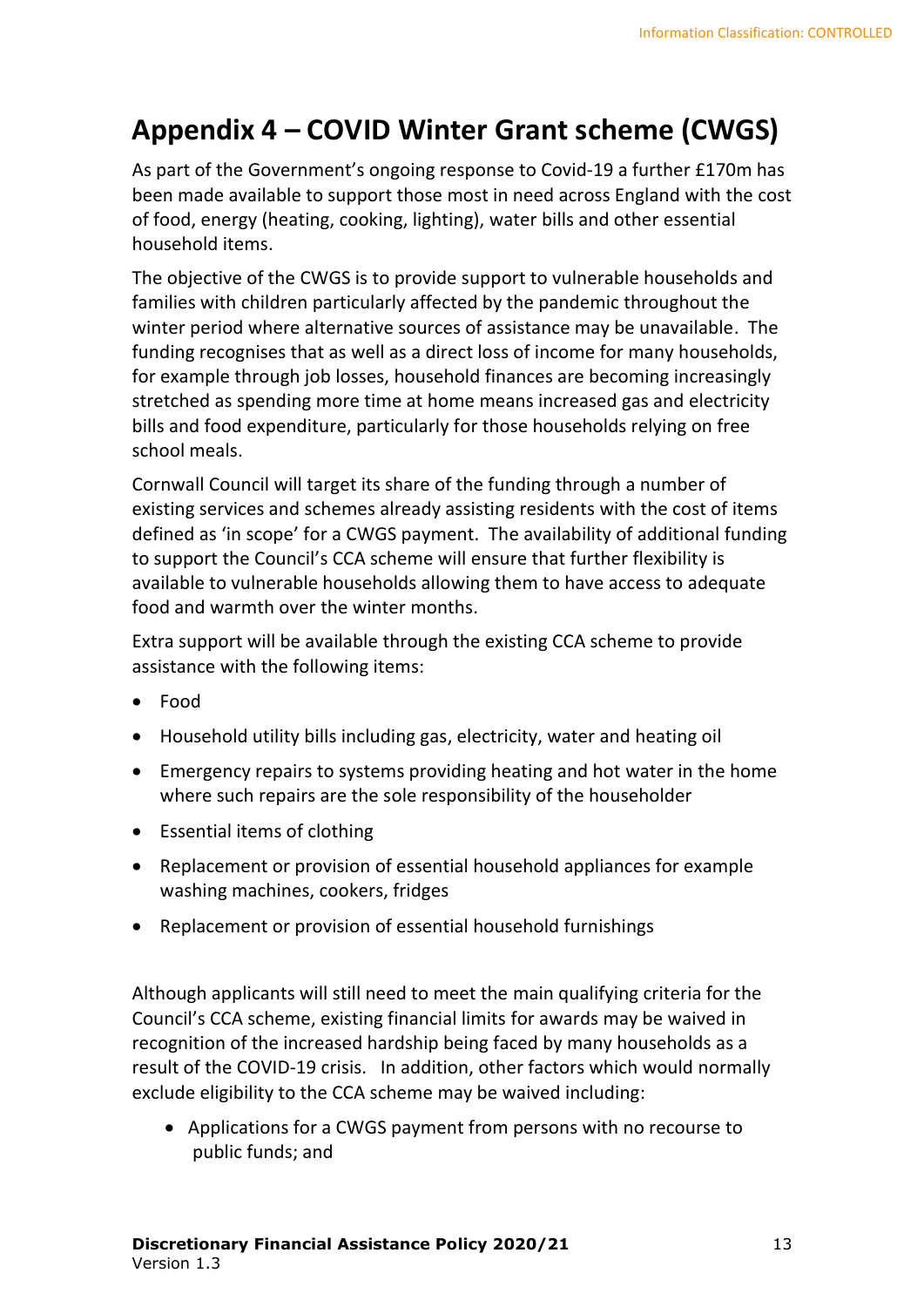# Appendix 4 – COVID Winter Grant scheme (CWGS)

As part of the Government's ongoing response to Covid-19 a further £170m has been made available to support those most in need across England with the cost of food, energy (heating, cooking, lighting), water bills and other essential household items.

The objective of the CWGS is to provide support to vulnerable households and families with children particularly affected by the pandemic throughout the winter period where alternative sources of assistance may be unavailable. The funding recognises that as well as a direct loss of income for many households, for example through job losses, household finances are becoming increasingly stretched as spending more time at home means increased gas and electricity bills and food expenditure, particularly for those households relying on free school meals.

Cornwall Council will target its share of the funding through a number of existing services and schemes already assisting residents with the cost of items defined as 'in scope' for a CWGS payment. The availability of additional funding to support the Council's CCA scheme will ensure that further flexibility is available to vulnerable households allowing them to have access to adequate food and warmth over the winter months.

Extra support will be available through the existing CCA scheme to provide assistance with the following items:

- Food
- Household utility bills including gas, electricity, water and heating oil
- Emergency repairs to systems providing heating and hot water in the home where such repairs are the sole responsibility of the householder
- Essential items of clothing
- Replacement or provision of essential household appliances for example washing machines, cookers, fridges
- Replacement or provision of essential household furnishings

Although applicants will still need to meet the main qualifying criteria for the Council's CCA scheme, existing financial limits for awards may be waived in recognition of the increased hardship being faced by many households as a result of the COVID-19 crisis. In addition, other factors which would normally exclude eligibility to the CCA scheme may be waived including:

- Applications for a CWGS payment from persons with no recourse to public funds; and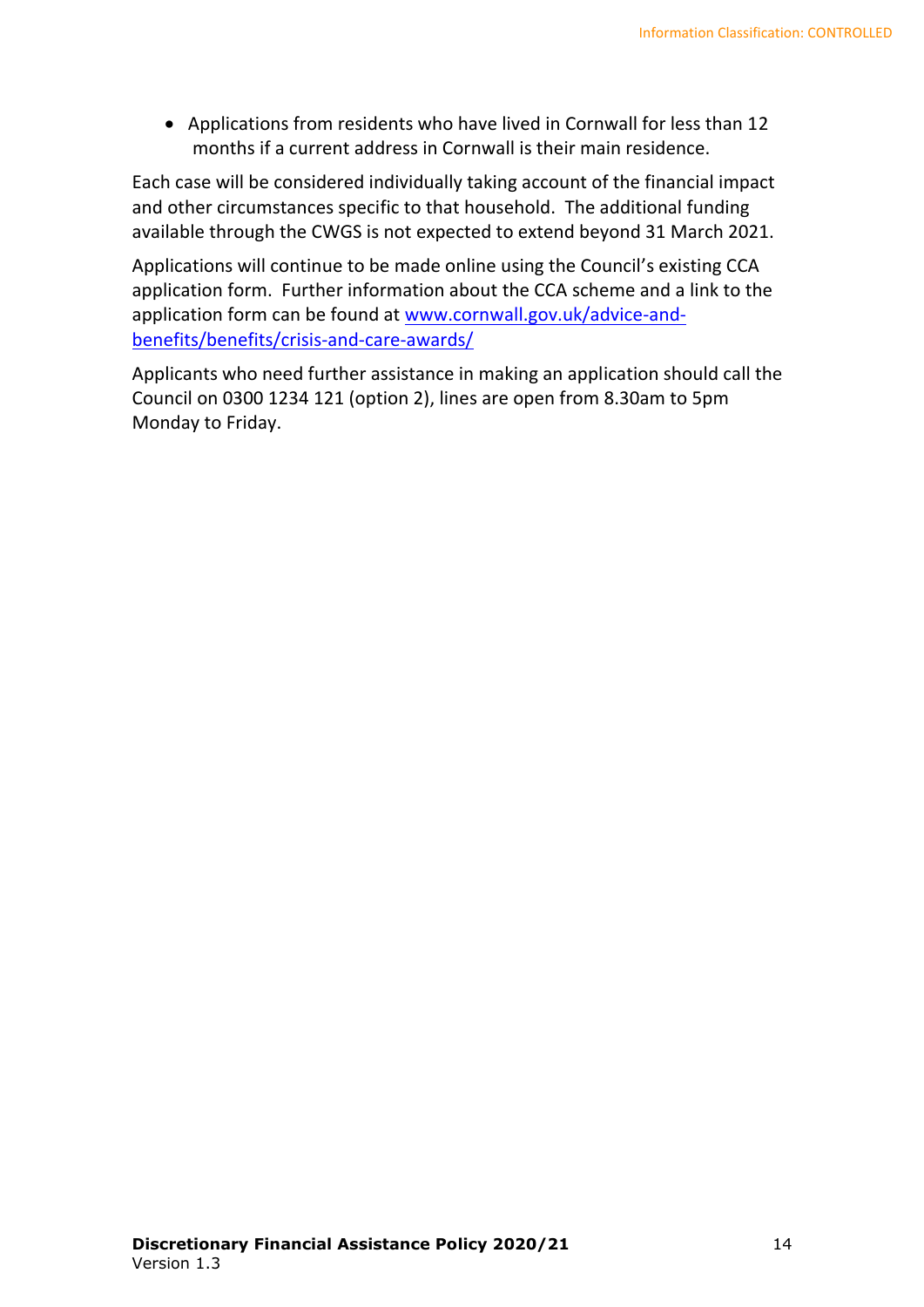- Applications from residents who have lived in Cornwall for less than 12 months if a current address in Cornwall is their main residence.

Each case will be considered individually taking account of the financial impact and other circumstances specific to that household. The additional funding available through the CWGS is not expected to extend beyond 31 March 2021.

Applications will continue to be made online using the Council's existing CCA application form. Further information about the CCA scheme and a link to the application form can be found at [www.cornwall.gov.uk/advice-and-benefits/benefits/crisis-and-care-awards/](www.cornwall.gov.uk/advice-and-benefits/benefits/crisis-and-care-awards/)

Applicants who need further assistance in making an application should call the Council on 0300 1234 121 (option 2), lines are open from 8.30am to 5pm Monday to Friday.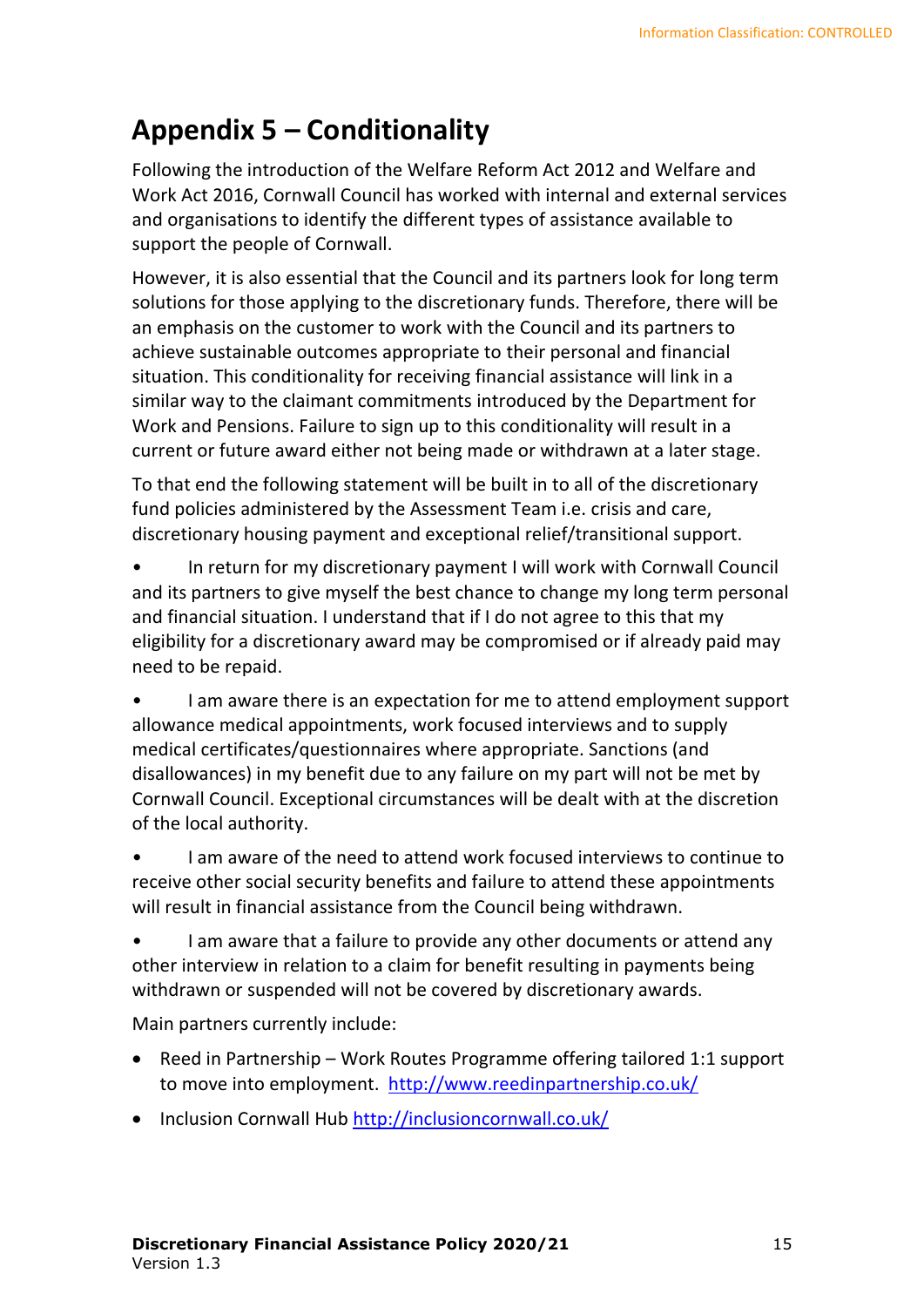# Appendix 5 – Conditionality

Following the introduction of the Welfare Reform Act 2012 and Welfare and Work Act 2016, Cornwall Council has worked with internal and external services and organisations to identify the different types of assistance available to support the people of Cornwall.

However, it is also essential that the Council and its partners look for long term solutions for those applying to the discretionary funds. Therefore, there will be an emphasis on the customer to work with the Council and its partners to achieve sustainable outcomes appropriate to their personal and financial situation. This conditionality for receiving financial assistance will link in a similar way to the claimant commitments introduced by the Department for Work and Pensions. Failure to sign up to this conditionality will result in a current or future award either not being made or withdrawn at a later stage.

To that end the following statement will be built in to all of the discretionary fund policies administered by the Assessment Team i.e. crisis and care, discretionary housing payment and exceptional relief/transitional support.

- In return for my discretionary payment I will work with Cornwall Council and its partners to give myself the best chance to change my long term personal and financial situation. I understand that if I do not agree to this that my eligibility for a discretionary award may be compromised or if already paid may need to be repaid.
- I am aware there is an expectation for me to attend employment support allowance medical appointments, work focused interviews and to supply medical certificates/questionnaires where appropriate. Sanctions (and disallowances) in my benefit due to any failure on my part will not be met by Cornwall Council. Exceptional circumstances will be dealt with at the discretion of the local authority.
- I am aware of the need to attend work focused interviews to continue to receive other social security benefits and failure to attend these appointments will result in financial assistance from the Council being withdrawn.
- I am aware that a failure to provide any other documents or attend any other interview in relation to a claim for benefit resulting in payments being withdrawn or suspended will not be covered by discretionary awards.

Main partners currently include:

- Reed in Partnership – Work Routes Programme offering tailored 1:1 support to move into employment. http://www.reedinpartnership.co.uk/
- Inclusion Cornwall Hub http://inclusioncornwall.co.uk/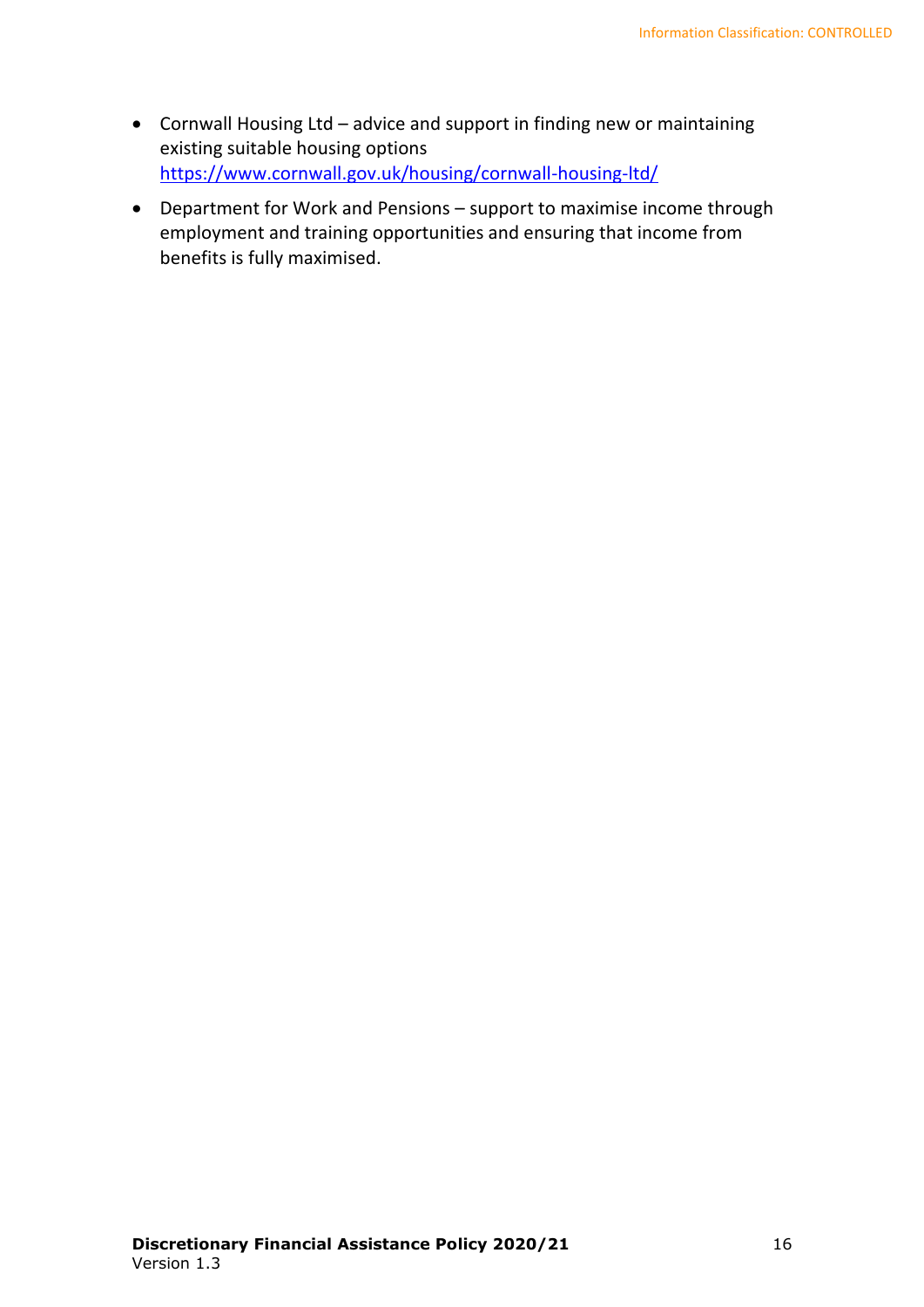- Cornwall Housing Ltd – advice and support in finding new or maintaining existing suitable housing options https://www.cornwall.gov.uk/housing/cornwall-housing-ltd/
- Department for Work and Pensions – support to maximise income through employment and training opportunities and ensuring that income from benefits is fully maximised.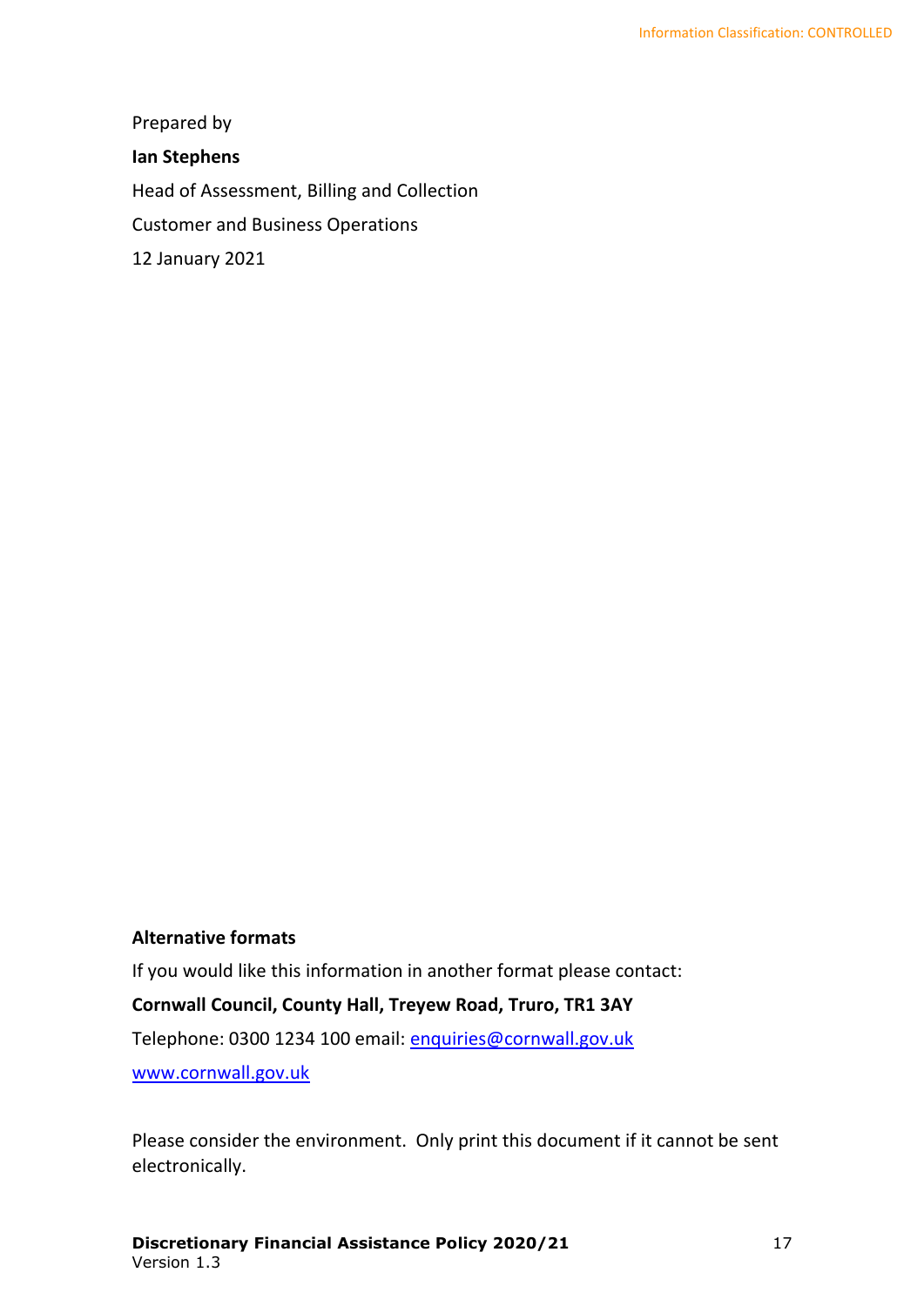Prepared by

**Ian Stephens**

Head of Assessment, Billing and Collection

Customer and Business Operations

12 January 2021

**Alternative formats**

If you would like this information in another format please contact:

**Cornwall Council, County Hall, Treyew Road, Truro, TR1 3AY**

Telephone: 0300 1234 100 email: enquiries@cornwall.gov.uk

www.cornwall.gov.uk

Please consider the environment. Only print this document if it cannot be sent electronically.